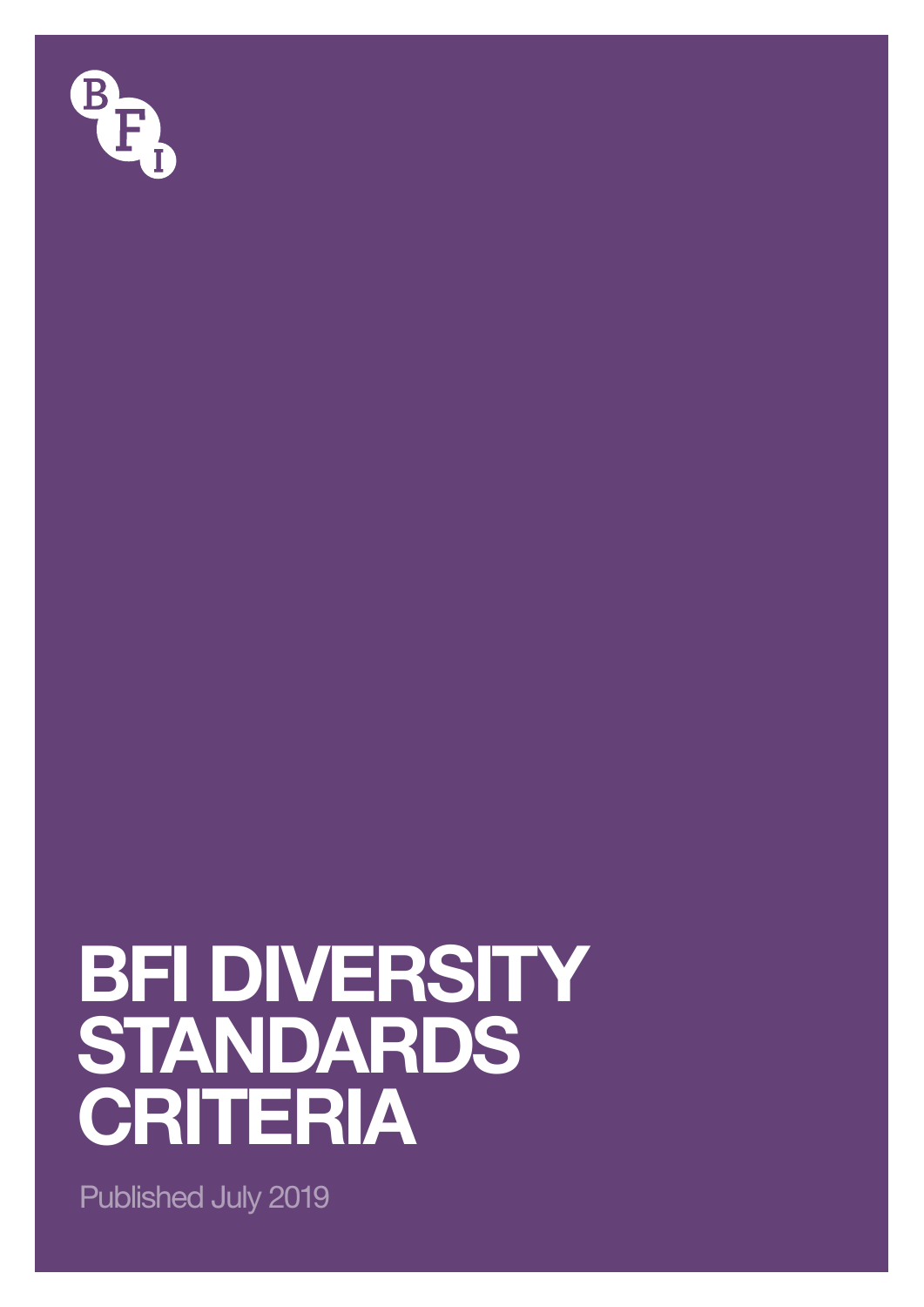BFI

# BFI DIVERSITY STANDARDS CRITERIA

Published July 2019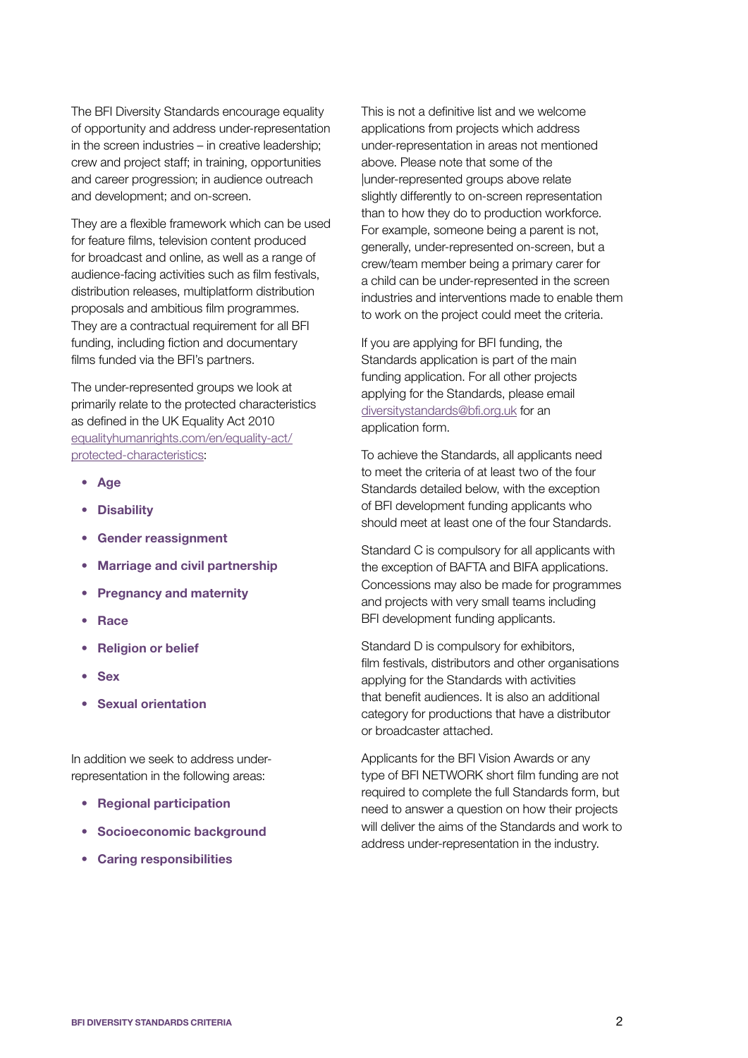The BFI Diversity Standards encourage equality of opportunity and address under-representation in the screen industries – in creative leadership; crew and project staff; in training, opportunities and career progression; in audience outreach and development; and on-screen.

They are a flexible framework which can be used for feature films, television content produced for broadcast and online, as well as a range of audience-facing activities such as film festivals, distribution releases, multiplatform distribution proposals and ambitious film programmes. They are a contractual requirement for all BFI funding, including fiction and documentary films funded via the BFI's partners.

The under-represented groups we look at primarily relate to the protected characteristics as defined in the UK Equality Act 2010 [equalityhumanrights.com/en/equality-act/protected-characteristics](equalityhumanrights.com/en/equality-act/protected-characteristics):

- **Age**
- **Disability**
- **Gender reassignment**
- **Marriage and civil partnership**
- **Pregnancy and maternity**
- **Race**
- **Religion or belief**
- **Sex**
- **Sexual orientation**

In addition we seek to address under-representation in the following areas:

- **Regional participation**
- **Socioeconomic background**
- **Caring responsibilities**

This is not a definitive list and we welcome applications from projects which address under-representation in areas not mentioned above. Please note that some of the |under-represented groups above relate slightly differently to on-screen representation than to how they do to production workforce. For example, someone being a parent is not, generally, under-represented on-screen, but a crew/team member being a primary carer for a child can be under-represented in the screen industries and interventions made to enable them to work on the project could meet the criteria.

If you are applying for BFI funding, the Standards application is part of the main funding application. For all other projects applying for the Standards, please email [diversitystandards@bfi.org.uk](mailto:diversitystandards@bfi.org.uk) for an application form.

To achieve the Standards, all applicants need to meet the criteria of at least two of the four Standards detailed below, with the exception of BFI development funding applicants who should meet at least one of the four Standards.

Standard C is compulsory for all applicants with the exception of BAFTA and BIFA applications. Concessions may also be made for programmes and projects with very small teams including BFI development funding applicants.

Standard D is compulsory for exhibitors, film festivals, distributors and other organisations applying for the Standards with activities that benefit audiences. It is also an additional category for productions that have a distributor or broadcaster attached.

Applicants for the BFI Vision Awards or any type of BFI NETWORK short film funding are not required to complete the full Standards form, but need to answer a question on how their projects will deliver the aims of the Standards and work to address under-representation in the industry.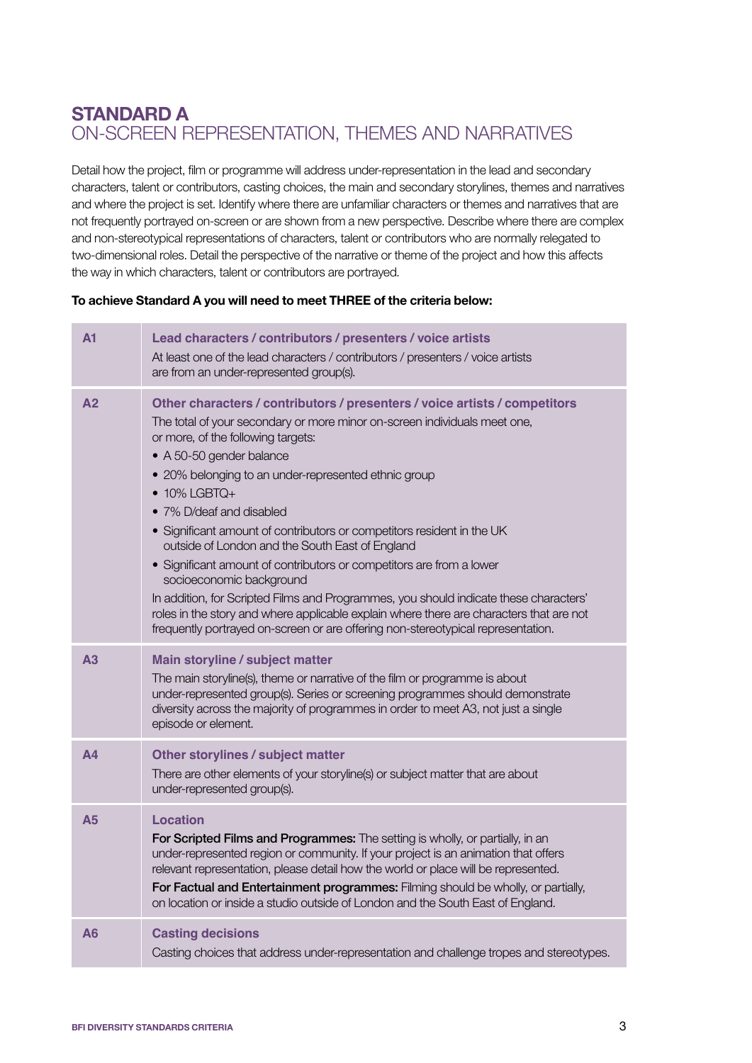# STANDARD A
## ON-SCREEN REPRESENTATION, THEMES AND NARRATIVES

Detail how the project, film or programme will address under-representation in the lead and secondary characters, talent or contributors, casting choices, the main and secondary storylines, themes and narratives and where the project is set. Identify where there are unfamiliar characters or themes and narratives that are not frequently portrayed on-screen or are shown from a new perspective. Describe where there are complex and non-stereotypical representations of characters, talent or contributors who are normally relegated to two-dimensional roles. Detail the perspective of the narrative or theme of the project and how this affects the way in which characters, talent or contributors are portrayed.

**To achieve Standard A you will need to meet THREE of the criteria below:**

| | |
|---|---|
| **A1** | **Lead characters / contributors / presenters / voice artists**<br>At least one of the lead characters / contributors / presenters / voice artists are from an under-represented group(s). |
| **A2** | **Other characters / contributors / presenters / voice artists / competitors**<br>The total of your secondary or more minor on-screen individuals meet one, or more, of the following targets:<br>• A 50-50 gender balance<br>• 20% belonging to an under-represented ethnic group<br>• 10% LGBTQ+<br>• 7% D/deaf and disabled<br>• Significant amount of contributors or competitors resident in the UK outside of London and the South East of England<br>• Significant amount of contributors or competitors are from a lower socioeconomic background<br>In addition, for Scripted Films and Programmes, you should indicate these characters' roles in the story and where applicable explain where there are characters that are not frequently portrayed on-screen or are offering non-stereotypical representation. |
| **A3** | **Main storyline / subject matter**<br>The main storyline(s), theme or narrative of the film or programme is about under-represented group(s). Series or screening programmes should demonstrate diversity across the majority of programmes in order to meet A3, not just a single episode or element. |
| **A4** | **Other storylines / subject matter**<br>There are other elements of your storyline(s) or subject matter that are about under-represented group(s). |
| **A5** | **Location**<br>**For Scripted Films and Programmes:** The setting is wholly, or partially, in an under-represented region or community. If your project is an animation that offers relevant representation, please detail how the world or place will be represented.<br>**For Factual and Entertainment programmes:** Filming should be wholly, or partially, on location or inside a studio outside of London and the South East of England. |
| **A6** | **Casting decisions**<br>Casting choices that address under-representation and challenge tropes and stereotypes. |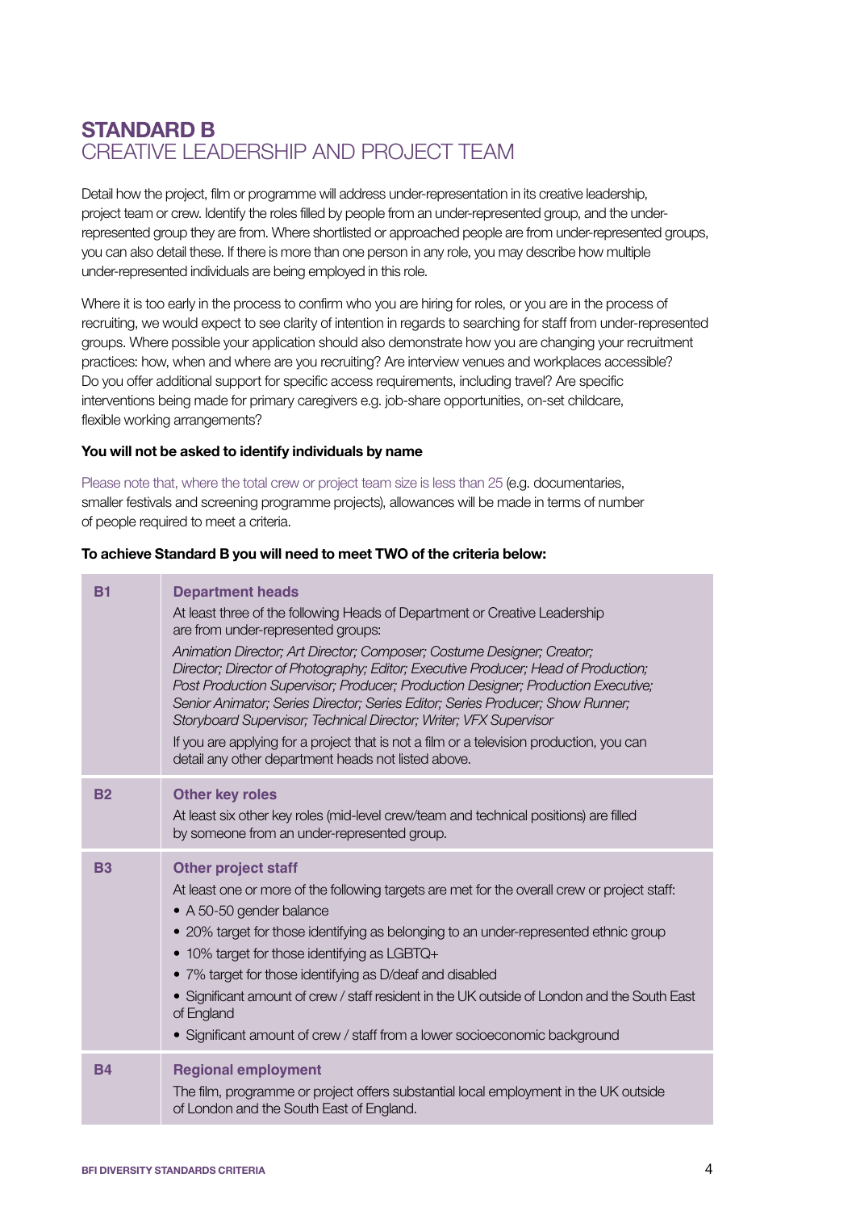## STANDARD B
## CREATIVE LEADERSHIP AND PROJECT TEAM

Detail how the project, film or programme will address under-representation in its creative leadership, project team or crew. Identify the roles filled by people from an under-represented group, and the under-represented group they are from. Where shortlisted or approached people are from under-represented groups, you can also detail these. If there is more than one person in any role, you may describe how multiple under-represented individuals are being employed in this role.

Where it is too early in the process to confirm who you are hiring for roles, or you are in the process of recruiting, we would expect to see clarity of intention in regards to searching for staff from under-represented groups. Where possible your application should also demonstrate how you are changing your recruitment practices: how, when and where are you recruiting? Are interview venues and workplaces accessible? Do you offer additional support for specific access requirements, including travel? Are specific interventions being made for primary caregivers e.g. job-share opportunities, on-set childcare, flexible working arrangements?

**You will not be asked to identify individuals by name**

Please note that, where the total crew or project team size is less than 25 (e.g. documentaries, smaller festivals and screening programme projects), allowances will be made in terms of number of people required to meet a criteria.

**To achieve Standard B you will need to meet TWO of the criteria below:**

| | |
|---|---|
| **B1** | **Department heads**<br>At least three of the following Heads of Department or Creative Leadership are from under-represented groups:<br>*Animation Director; Art Director; Composer; Costume Designer; Creator; Director; Director of Photography; Editor; Executive Producer; Head of Production; Post Production Supervisor; Producer; Production Designer; Production Executive; Senior Animator; Series Director; Series Editor; Series Producer; Show Runner; Storyboard Supervisor; Technical Director; Writer; VFX Supervisor*<br>If you are applying for a project that is not a film or a television production, you can detail any other department heads not listed above. |
| **B2** | **Other key roles**<br>At least six other key roles (mid-level crew/team and technical positions) are filled by someone from an under-represented group. |
| **B3** | **Other project staff**<br>At least one or more of the following targets are met for the overall crew or project staff:<br>• A 50-50 gender balance<br>• 20% target for those identifying as belonging to an under-represented ethnic group<br>• 10% target for those identifying as LGBTQ+<br>• 7% target for those identifying as D/deaf and disabled<br>• Significant amount of crew / staff resident in the UK outside of London and the South East of England<br>• Significant amount of crew / staff from a lower socioeconomic background |
| **B4** | **Regional employment**<br>The film, programme or project offers substantial local employment in the UK outside of London and the South East of England. |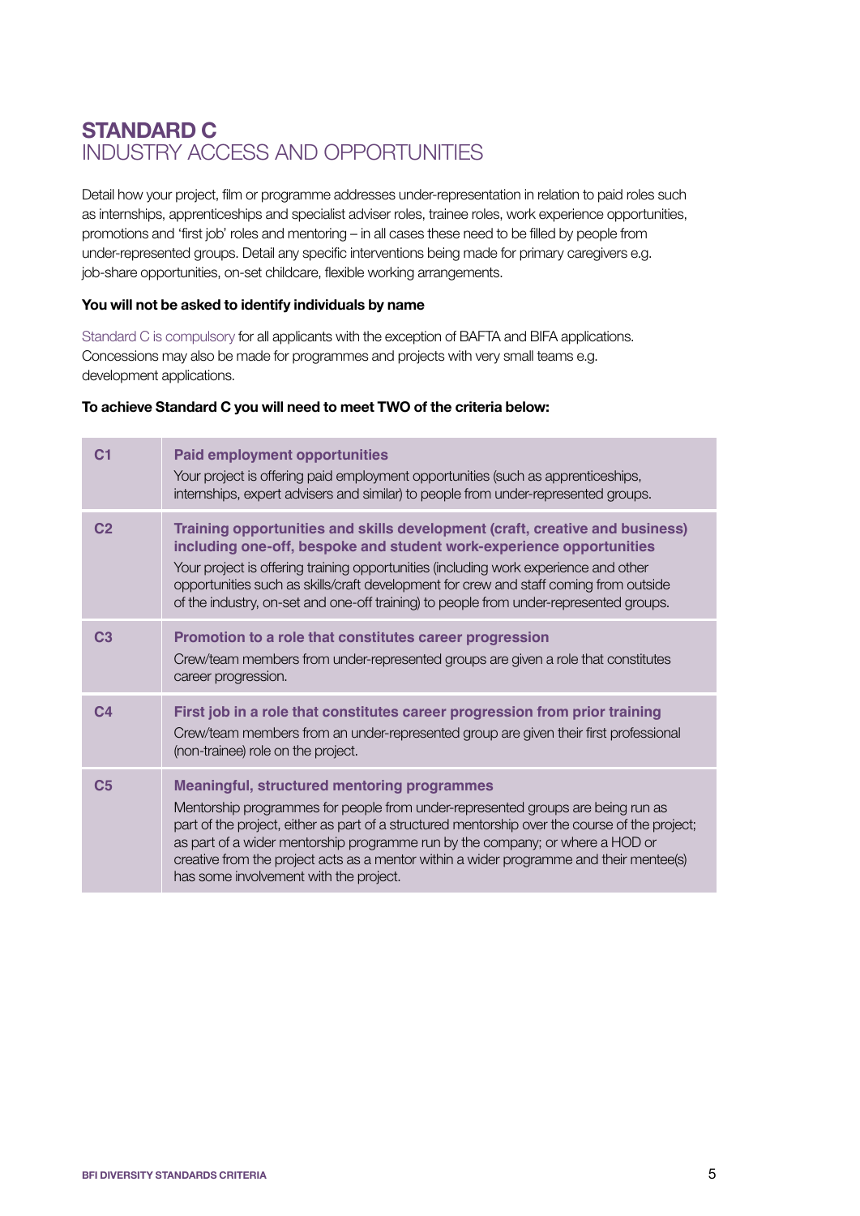# STANDARD C
## INDUSTRY ACCESS AND OPPORTUNITIES

Detail how your project, film or programme addresses under-representation in relation to paid roles such as internships, apprenticeships and specialist adviser roles, trainee roles, work experience opportunities, promotions and 'first job' roles and mentoring – in all cases these need to be filled by people from under-represented groups. Detail any specific interventions being made for primary caregivers e.g. job-share opportunities, on-set childcare, flexible working arrangements.

**You will not be asked to identify individuals by name**

Standard C is compulsory for all applicants with the exception of BAFTA and BIFA applications. Concessions may also be made for programmes and projects with very small teams e.g. development applications.

**To achieve Standard C you will need to meet TWO of the criteria below:**

| | |
|---|---|
| C1 | **Paid employment opportunities**<br>Your project is offering paid employment opportunities (such as apprenticeships, internships, expert advisers and similar) to people from under-represented groups. |
| C2 | **Training opportunities and skills development (craft, creative and business) including one-off, bespoke and student work-experience opportunities**<br>Your project is offering training opportunities (including work experience and other opportunities such as skills/craft development for crew and staff coming from outside of the industry, on-set and one-off training) to people from under-represented groups. |
| C3 | **Promotion to a role that constitutes career progression**<br>Crew/team members from under-represented groups are given a role that constitutes career progression. |
| C4 | **First job in a role that constitutes career progression from prior training**<br>Crew/team members from an under-represented group are given their first professional (non-trainee) role on the project. |
| C5 | **Meaningful, structured mentoring programmes**<br>Mentorship programmes for people from under-represented groups are being run as part of the project, either as part of a structured mentorship over the course of the project; as part of a wider mentorship programme run by the company; or where a HOD or creative from the project acts as a mentor within a wider programme and their mentee(s) has some involvement with the project. |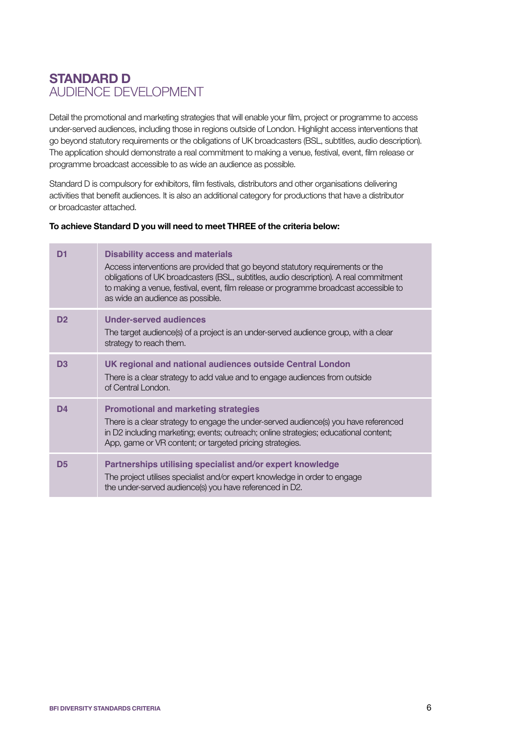# STANDARD D
## AUDIENCE DEVELOPMENT

Detail the promotional and marketing strategies that will enable your film, project or programme to access under-served audiences, including those in regions outside of London. Highlight access interventions that go beyond statutory requirements or the obligations of UK broadcasters (BSL, subtitles, audio description). The application should demonstrate a real commitment to making a venue, festival, event, film release or programme broadcast accessible to as wide an audience as possible.

Standard D is compulsory for exhibitors, film festivals, distributors and other organisations delivering activities that benefit audiences. It is also an additional category for productions that have a distributor or broadcaster attached.

**To achieve Standard D you will need to meet THREE of the criteria below:**

| | |
|---|---|
| D1 | **Disability access and materials**<br>Access interventions are provided that go beyond statutory requirements or the obligations of UK broadcasters (BSL, subtitles, audio description). A real commitment to making a venue, festival, event, film release or programme broadcast accessible to as wide an audience as possible. |
| D2 | **Under-served audiences**<br>The target audience(s) of a project is an under-served audience group, with a clear strategy to reach them. |
| D3 | **UK regional and national audiences outside Central London**<br>There is a clear strategy to add value and to engage audiences from outside of Central London. |
| D4 | **Promotional and marketing strategies**<br>There is a clear strategy to engage the under-served audience(s) you have referenced in D2 including marketing; events; outreach; online strategies; educational content; App, game or VR content; or targeted pricing strategies. |
| D5 | **Partnerships utilising specialist and/or expert knowledge**<br>The project utilises specialist and/or expert knowledge in order to engage the under-served audience(s) you have referenced in D2. |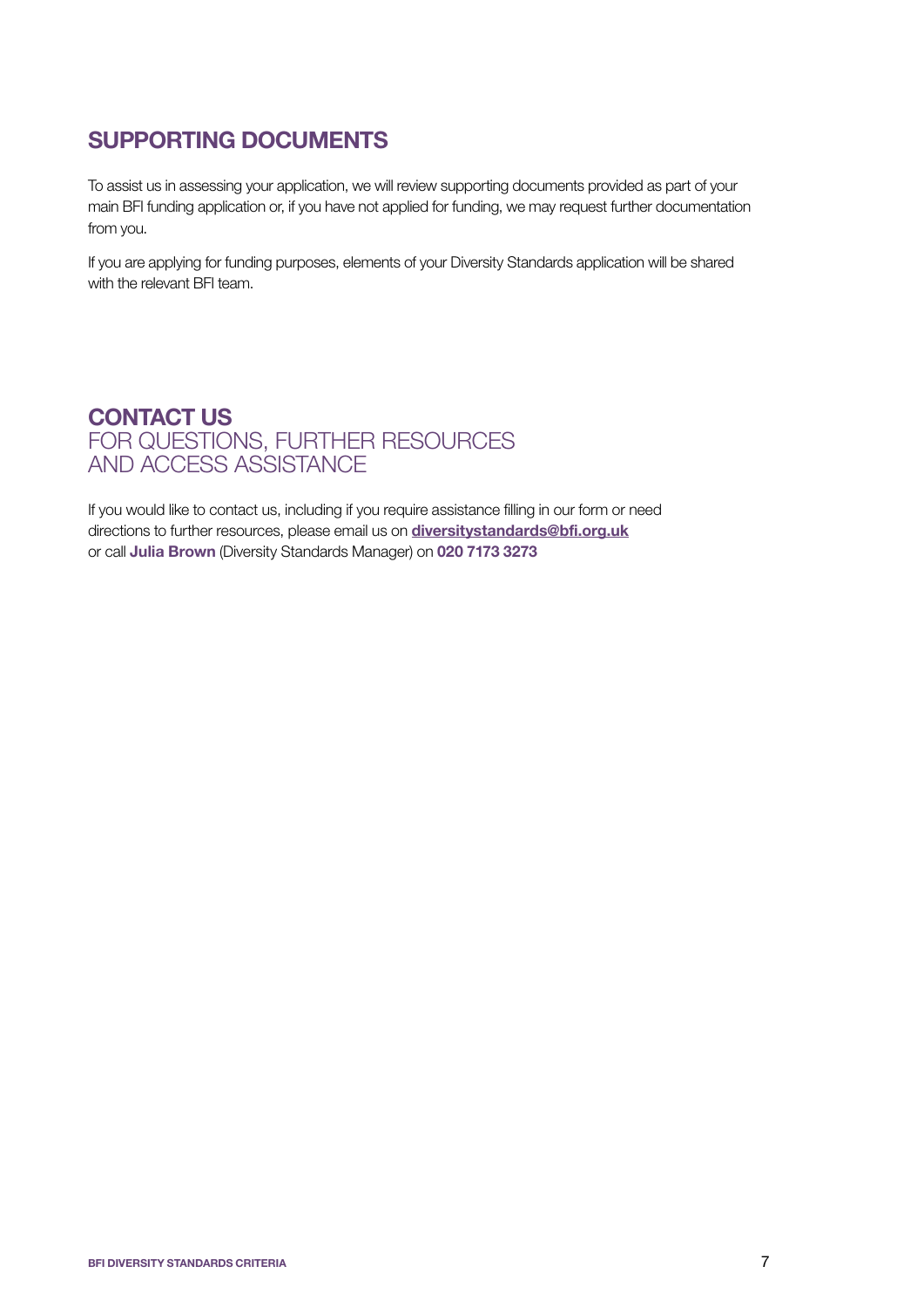## SUPPORTING DOCUMENTS

To assist us in assessing your application, we will review supporting documents provided as part of your main BFI funding application or, if you have not applied for funding, we may request further documentation from you.

If you are applying for funding purposes, elements of your Diversity Standards application will be shared with the relevant BFI team.

## CONTACT US
FOR QUESTIONS, FURTHER RESOURCES AND ACCESS ASSISTANCE

If you would like to contact us, including if you require assistance filling in our form or need directions to further resources, please email us on **diversitystandards@bfi.org.uk** or call **Julia Brown** (Diversity Standards Manager) on **020 7173 3273**